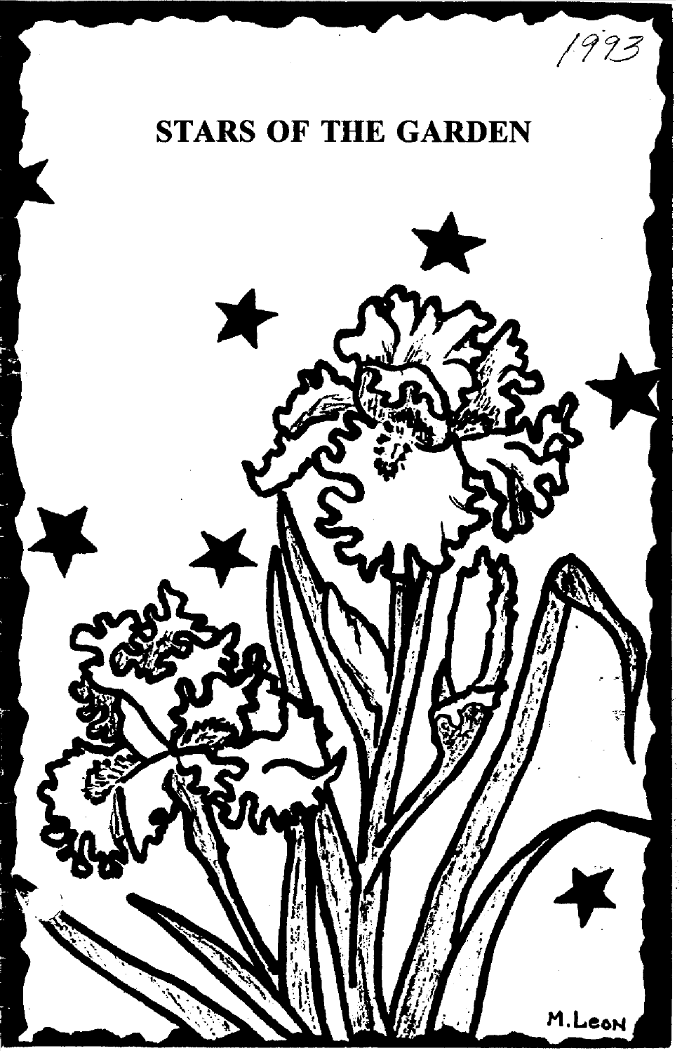1993

# STARS OF THE GARDEN

M. LeoN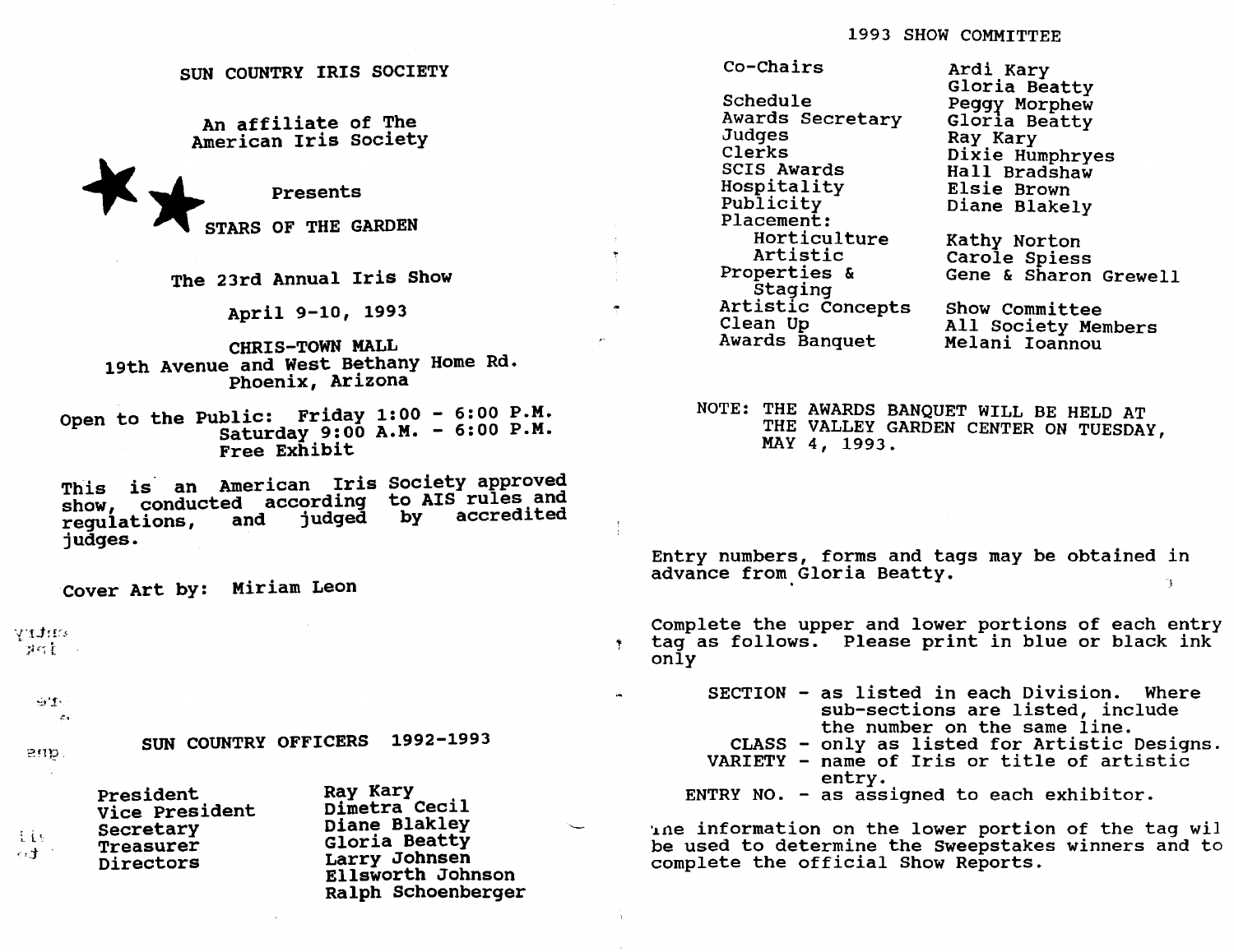# SUN COUNTRY IRIS SOCIETY

An affiliate of The American Iris Society

Presents

## STARS OF THE GARDEN

The 23rd Annual Iris Show

April 9-10, 1993

CHRIS-TOWN MALL
19th Avenue and West Bethany Home Rd.
Phoenix, Arizona

Open to the Public: Friday 1:00 - 6:00 P.M.
Saturday 9:00 A.M. - 6:00 P.M.
Free Exhibit

This is an American Iris Society approved show, conducted according to AIS rules and regulations, and judged by accredited judges.

Cover Art by: Miriam Leon

## SUN COUNTRY OFFICERS 1992-1993

| | |
|---|---|
| President | Ray Kary |
| Vice President | Dimetra Cecil |
| Secretary | Diane Blakley |
| Treasurer | Gloria Beatty |
| Directors | Larry Johnsen |
| | Ellsworth Johnson |
| | Ralph Schoenberger |

## 1993 SHOW COMMITTEE

| | |
|---|---|
| Co-Chairs | Ardi Kary |
| | Gloria Beatty |
| Schedule | Peggy Morphew |
| Awards Secretary | Gloria Beatty |
| Judges | Ray Kary |
| Clerks | Dixie Humphryes |
| SCIS Awards | Hall Bradshaw |
| Hospitality | Elsie Brown |
| Publicity | Diane Blakely |
| Placement: | |
| Horticulture | Kathy Norton |
| Artistic | Carole Spiess |
| Properties & Staging | Gene & Sharon Grewell |
| Artistic Concepts | Show Committee |
| Clean Up | All Society Members |
| Awards Banquet | Melani Ioannou |

NOTE: THE AWARDS BANQUET WILL BE HELD AT THE VALLEY GARDEN CENTER ON TUESDAY, MAY 4, 1993.

Entry numbers, forms and tags may be obtained in advance from Gloria Beatty.

Complete the upper and lower portions of each entry tag as follows. Please print in blue or black ink only

- SECTION - as listed in each Division. Where sub-sections are listed, include the number on the same line.
- CLASS - only as listed for Artistic Designs.
- VARIETY - name of Iris or title of artistic entry.
- ENTRY NO. - as assigned to each exhibitor.

The information on the lower portion of the tag wil be used to determine the Sweepstakes winners and to complete the official Show Reports.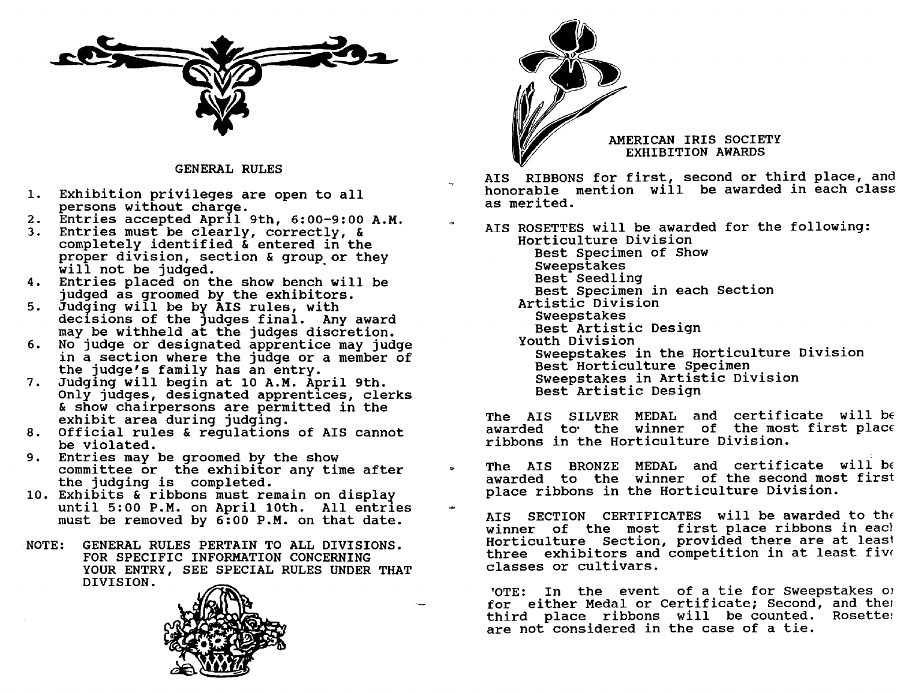## GENERAL RULES

1. Exhibition privileges are open to all persons without charge.
2. Entries accepted April 9th, 6:00-9:00 A.M.
3. Entries must be clearly, correctly, & completely identified & entered in the proper division, section & group or they will not be judged.
4. Entries placed on the show bench will be judged as groomed by the exhibitors.
5. Judging will be by AIS rules, with decisions of the judges final. Any award may be withheld at the judges discretion.
6. No judge or designated apprentice may judge in a section where the judge or a member of the judge's family has an entry.
7. Judging will begin at 10 A.M. April 9th. Only judges, designated apprentices, clerks & show chairpersons are permitted in the exhibit area during judging.
8. Official rules & regulations of AIS cannot be violated.
9. Entries may be groomed by the show committee or the exhibitor any time after the judging is completed.
10. Exhibits & ribbons must remain on display until 5:00 P.M. on April 10th. All entries must be removed by 6:00 P.M. on that date.

NOTE: GENERAL RULES PERTAIN TO ALL DIVISIONS. FOR SPECIFIC INFORMATION CONCERNING YOUR ENTRY, SEE SPECIAL RULES UNDER THAT DIVISION.

## AMERICAN IRIS SOCIETY EXHIBITION AWARDS

AIS RIBBONS for first, second or third place, and honorable mention will be awarded in each class as merited.

AIS ROSETTES will be awarded for the following:

- Horticulture Division
  - Best Specimen of Show
  - Sweepstakes
  - Best Seedling
  - Best Specimen in each Section
- Artistic Division
  - Sweepstakes
  - Best Artistic Design
- Youth Division
  - Sweepstakes in the Horticulture Division
  - Best Horticulture Specimen
  - Sweepstakes in Artistic Division
  - Best Artistic Design

The AIS SILVER MEDAL and certificate will be awarded to the winner of the most first place ribbons in the Horticulture Division.

The AIS BRONZE MEDAL and certificate will be awarded to the winner of the second most first place ribbons in the Horticulture Division.

AIS SECTION CERTIFICATES will be awarded to the winner of the most first place ribbons in each Horticulture Section, provided there are at least three exhibitors and competition in at least five classes or cultivars.

NOTE: In the event of a tie for Sweepstakes or for either Medal or Certificate; Second, and then third place ribbons will be counted. Rosettes are not considered in the case of a tie.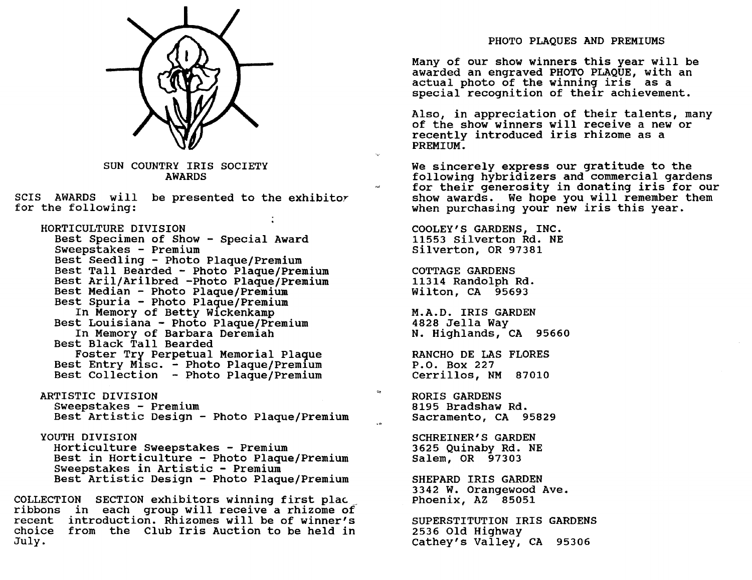## SUN COUNTRY IRIS SOCIETY AWARDS

SCIS AWARDS will be presented to the exhibitor for the following:

**HORTICULTURE DIVISION**

- Best Specimen of Show - Special Award
- Sweepstakes - Premium
- Best Seedling - Photo Plaque/Premium
- Best Tall Bearded - Photo Plaque/Premium
- Best Aril/Arilbred -Photo Plaque/Premium
- Best Median - Photo Plaque/Premium
- Best Spuria - Photo Plaque/Premium
  - In Memory of Betty Wickenkamp
- Best Louisiana - Photo Plaque/Premium
  - In Memory of Barbara Deremiah
- Best Black Tall Bearded
  - Foster Try Perpetual Memorial Plaque
- Best Entry Misc. - Photo Plaque/Premium
- Best Collection - Photo Plaque/Premium

**ARTISTIC DIVISION**

- Sweepstakes - Premium
- Best Artistic Design - Photo Plaque/Premium

**YOUTH DIVISION**

- Horticulture Sweepstakes - Premium
- Best in Horticulture - Photo Plaque/Premium
- Sweepstakes in Artistic - Premium
- Best Artistic Design - Photo Plaque/Premium

COLLECTION SECTION exhibitors winning first place ribbons in each group will receive a rhizome of recent introduction. Rhizomes will be of winner's choice from the Club Iris Auction to be held in July.

## PHOTO PLAQUES AND PREMIUMS

Many of our show winners this year will be awarded an engraved PHOTO PLAQUE, with an actual photo of the winning iris as a special recognition of their achievement.

Also, in appreciation of their talents, many of the show winners will receive a new or recently introduced iris rhizome as a PREMIUM.

We sincerely express our gratitude to the following hybridizers and commercial gardens for their generosity in donating iris for our show awards. We hope you will remember them when purchasing your new iris this year.

COOLEY'S GARDENS, INC.
11553 Silverton Rd. NE
Silverton, OR 97381

COTTAGE GARDENS
11314 Randolph Rd.
Wilton, CA 95693

M.A.D. IRIS GARDEN
4828 Jella Way
N. Highlands, CA 95660

RANCHO DE LAS FLORES
P.O. Box 227
Cerrillos, NM 87010

RORIS GARDENS
8195 Bradshaw Rd.
Sacramento, CA 95829

SCHREINER'S GARDEN
3625 Quinaby Rd. NE
Salem, OR 97303

SHEPARD IRIS GARDEN
3342 W. Orangewood Ave.
Phoenix, AZ 85051

SUPERSTITUTION IRIS GARDENS
2536 Old Highway
Cathey's Valley, CA 95306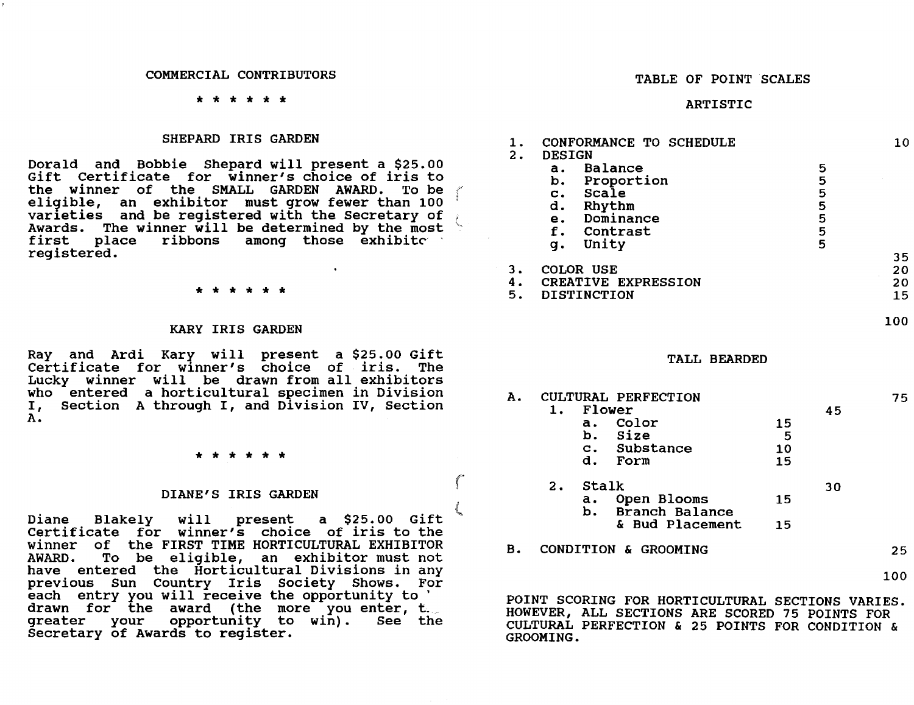## COMMERCIAL CONTRIBUTORS

\* \* \* \* \* \*

### SHEPARD IRIS GARDEN

Dorald and Bobbie Shepard will present a $25.00 Gift Certificate for winner's choice of iris to the winner of the SMALL GARDEN AWARD. To be eligible, an exhibitor must grow fewer than 100 varieties and be registered with the Secretary of Awards. The winner will be determined by the most first place ribbons among those exhibitc registered.

\* \* \* \* \* \*

### KARY IRIS GARDEN

Ray and Ardi Kary will present a $25.00 Gift Certificate for winner's choice of iris. The Lucky winner will be drawn from all exhibitors who entered a horticultural specimen in Division I, Section A through I, and Division IV, Section A.

\* \* \* \* \* \*

### DIANE'S IRIS GARDEN

Diane Blakely will present a $25.00 Gift Certificate for winner's choice of iris to the winner of the FIRST TIME HORTICULTURAL EXHIBITOR AWARD. To be eligible, an exhibitor must not have entered the Horticultural Divisions in any previous Sun Country Iris Society Shows. For each entry you will receive the opportunity to ' drawn for the award (the more you enter, t. greater your opportunity to win). See the Secretary of Awards to register.

## TABLE OF POINT SCALES

### ARTISTIC

| | | | |
|---|---|---|---|
| 1. | CONFORMANCE TO SCHEDULE | | 10 |
| 2. | DESIGN | | |
| | a. Balance | 5 | |
| | b. Proportion | 5 | |
| | c. Scale | 5 | |
| | d. Rhythm | 5 | |
| | e. Dominance | 5 | |
| | f. Contrast | 5 | |
| | g. Unity | 5 | |
| | | | 35 |
| 3. | COLOR USE | | 20 |
| 4. | CREATIVE EXPRESSION | | 20 |
| 5. | DISTINCTION | | 15 |
| | | | 100 |

### TALL BEARDED

| | | | | |
|---|---|---|---|---|
| A. | CULTURAL PERFECTION | | | 75 |
| | 1. Flower | | 45 | |
| | a. Color | 15 | | |
| | b. Size | 5 | | |
| | c. Substance | 10 | | |
| | d. Form | 15 | | |
| | 2. Stalk | | 30 | |
| | a. Open Blooms | 15 | | |
| | b. Branch Balance & Bud Placement | 15 | | |
| B. | CONDITION & GROOMING | | | 25 |
| | | | | 100 |

POINT SCORING FOR HORTICULTURAL SECTIONS VARIES. HOWEVER, ALL SECTIONS ARE SCORED 75 POINTS FOR CULTURAL PERFECTION & 25 POINTS FOR CONDITION & GROOMING.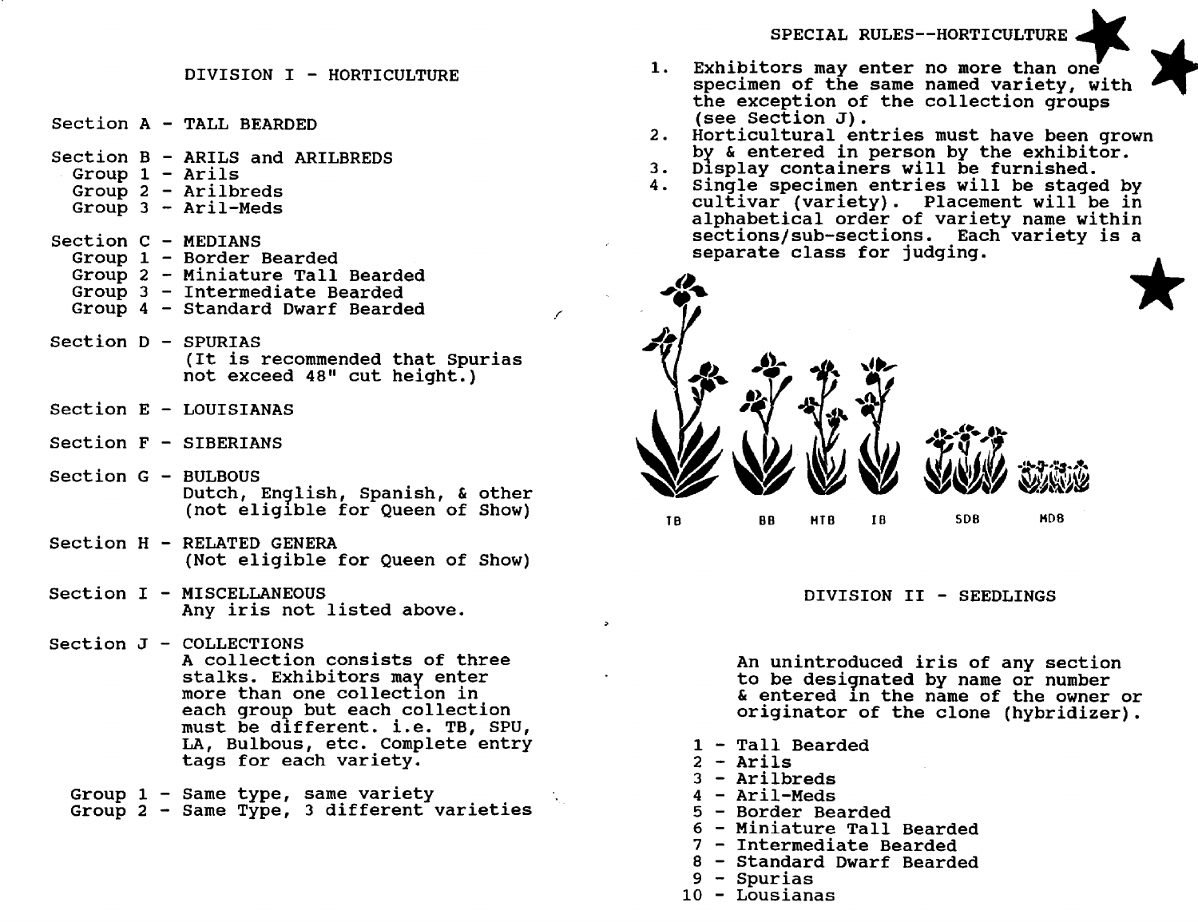## DIVISION I - HORTICULTURE

Section A - TALL BEARDED

Section B - ARILS and ARILBREDS
- Group 1 - Arils
- Group 2 - Arilbreds
- Group 3 - Aril-Meds

Section C - MEDIANS
- Group 1 - Border Bearded
- Group 2 - Miniature Tall Bearded
- Group 3 - Intermediate Bearded
- Group 4 - Standard Dwarf Bearded

Section D - SPURIAS
(It is recommended that Spurias not exceed 48" cut height.)

Section E - LOUISIANAS

Section F - SIBERIANS

Section G - BULBOUS
Dutch, English, Spanish, & other
(not eligible for Queen of Show)

Section H - RELATED GENERA
(Not eligible for Queen of Show)

Section I - MISCELLANEOUS
Any iris not listed above.

Section J - COLLECTIONS
A collection consists of three stalks. Exhibitors may enter more than one collection in each group but each collection must be different. i.e. TB, SPU, LA, Bulbous, etc. Complete entry tags for each variety.
- Group 1 - Same type, same variety
- Group 2 - Same Type, 3 different varieties

## SPECIAL RULES--HORTICULTURE

1. Exhibitors may enter no more than one specimen of the same named variety, with the exception of the collection groups (see Section J).
2. Horticultural entries must have been grown by & entered in person by the exhibitor.
3. Display containers will be furnished.
4. Single specimen entries will be staged by cultivar (variety). Placement will be in alphabetical order of variety name within sections/sub-sections. Each variety is a separate class for judging.

TB BB MTB IB SDB MDB

## DIVISION II - SEEDLINGS

An unintroduced iris of any section to be designated by name or number & entered in the name of the owner or originator of the clone (hybridizer).

1 - Tall Bearded
2 - Arils
3 - Arilbreds
4 - Aril-Meds
5 - Border Bearded
6 - Miniature Tall Bearded
7 - Intermediate Bearded
8 - Standard Dwarf Bearded
9 - Spurias
10 - Lousianas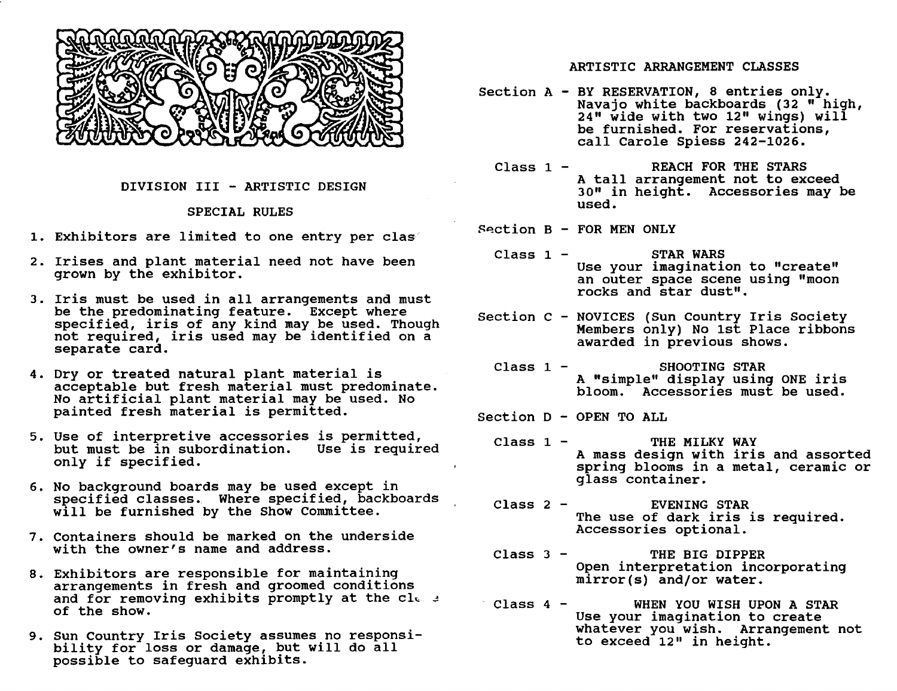## DIVISION III - ARTISTIC DESIGN

### SPECIAL RULES

1. Exhibitors are limited to one entry per class.
2. Irises and plant material need not have been grown by the exhibitor.
3. Iris must be used in all arrangements and must be the predominating feature. Except where specified, iris of any kind may be used. Though not required, iris used may be identified on a separate card.
4. Dry or treated natural plant material is acceptable but fresh material must predominate. No artificial plant material may be used. No painted fresh material is permitted.
5. Use of interpretive accessories is permitted, but must be in subordination. Use is required only if specified.
6. No background boards may be used except in specified classes. Where specified, backboards will be furnished by the Show Committee.
7. Containers should be marked on the underside with the owner's name and address.
8. Exhibitors are responsible for maintaining arrangements in fresh and groomed conditions and for removing exhibits promptly at the close of the show.
9. Sun Country Iris Society assumes no responsibility for loss or damage, but will do all possible to safeguard exhibits.

### ARTISTIC ARRANGEMENT CLASSES

**Section A -** BY RESERVATION, 8 entries only. Navajo white backboards (32 " high, 24" wide with two 12" wings) will be furnished. For reservations, call Carole Spiess 242-1026.

**Class 1 -** REACH FOR THE STARS
A tall arrangement not to exceed 30" in height. Accessories may be used.

**Section B -** FOR MEN ONLY

**Class 1 -** STAR WARS
Use your imagination to "create" an outer space scene using "moon rocks and star dust".

**Section C -** NOVICES (Sun Country Iris Society Members only) No 1st Place ribbons awarded in previous shows.

**Class 1 -** SHOOTING STAR
A "simple" display using ONE iris bloom. Accessories must be used.

**Section D -** OPEN TO ALL

**Class 1 -** THE MILKY WAY
A mass design with iris and assorted spring blooms in a metal, ceramic or glass container.

**Class 2 -** EVENING STAR
The use of dark iris is required. Accessories optional.

**Class 3 -** THE BIG DIPPER
Open interpretation incorporating mirror(s) and/or water.

**Class 4 -** WHEN YOU WISH UPON A STAR
Use your imagination to create whatever you wish. Arrangement not to exceed 12" in height.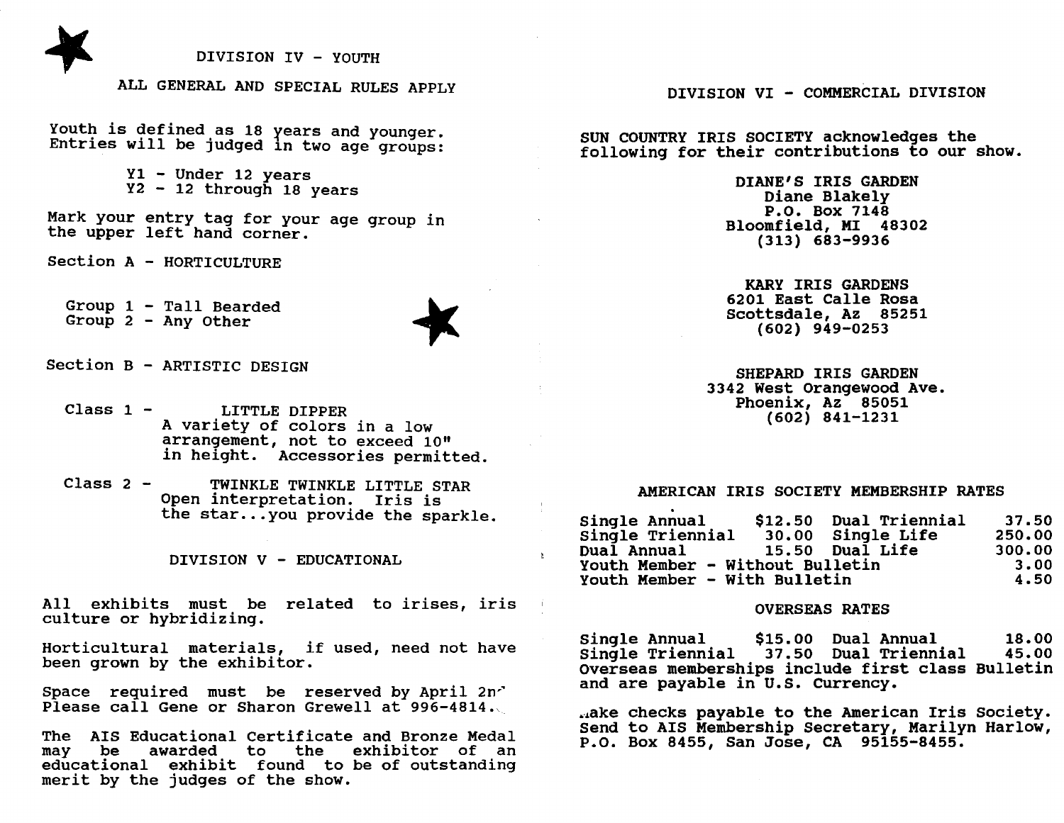## DIVISION IV - YOUTH

ALL GENERAL AND SPECIAL RULES APPLY

Youth is defined as 18 years and younger. Entries will be judged in two age groups:

- Y1 - Under 12 years
- Y2 - 12 through 18 years

Mark your entry tag for your age group in the upper left hand corner.

### Section A - HORTICULTURE

- Group 1 - Tall Bearded
- Group 2 - Any Other

### Section B - ARTISTIC DESIGN

Class 1 - LITTLE DIPPER
A variety of colors in a low arrangement, not to exceed 10" in height. Accessories permitted.

Class 2 - TWINKLE TWINKLE LITTLE STAR
Open interpretation. Iris is the star...you provide the sparkle.

## DIVISION V - EDUCATIONAL

All exhibits must be related to irises, iris culture or hybridizing.

Horticultural materials, if used, need not have been grown by the exhibitor.

Space required must be reserved by April 2nd. Please call Gene or Sharon Grewell at 996-4814.

The AIS Educational Certificate and Bronze Medal may be awarded to the exhibitor of an educational exhibit found to be of outstanding merit by the judges of the show.

## DIVISION VI - COMMERCIAL DIVISION

SUN COUNTRY IRIS SOCIETY acknowledges the following for their contributions to our show.

DIANE'S IRIS GARDEN
Diane Blakely
P.O. Box 7148
Bloomfield, MI 48302
(313) 683-9936

KARY IRIS GARDENS
6201 East Calle Rosa
Scottsdale, Az 85251
(602) 949-0253

SHEPARD IRIS GARDEN
3342 West Orangewood Ave.
Phoenix, Az 85051
(602) 841-1231

### AMERICAN IRIS SOCIETY MEMBERSHIP RATES

| | | | |
|---|---|---|---|
| Single Annual | $12.50 | Dual Triennial | 37.50 |
| Single Triennial | 30.00 | Single Life | 250.00 |
| Dual Annual | 15.50 | Dual Life | 300.00 |
| Youth Member - Without Bulletin | | | 3.00 |
| Youth Member - With Bulletin | | | 4.50 |

### OVERSEAS RATES

| | | | |
|---|---|---|---|
| Single Annual | $15.00 | Dual Annual | 18.00 |
| Single Triennial | 37.50 | Dual Triennial | 45.00 |

Overseas memberships include first class Bulletin and are payable in U.S. Currency.

Make checks payable to the American Iris Society. Send to AIS Membership Secretary, Marilyn Harlow, P.O. Box 8455, San Jose, CA 95155-8455.